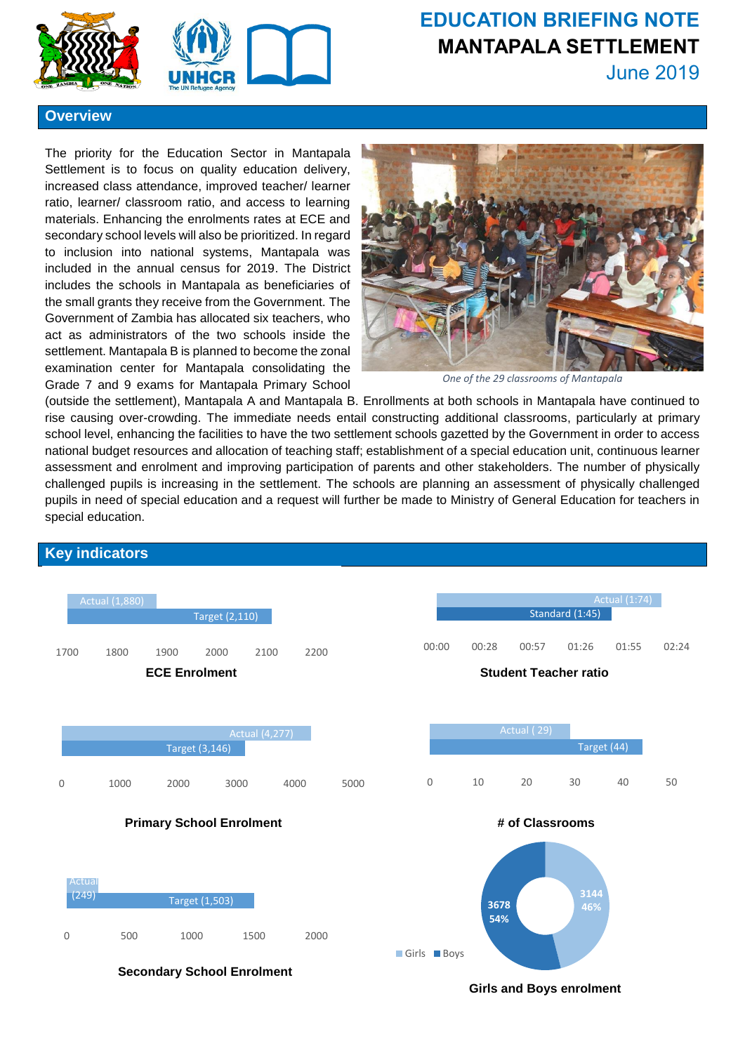# EDUCATION BRIEFING NOTE
# MANTAPALA SETTLEMENT
June 2019

## Overview

The priority for the Education Sector in Mantapala Settlement is to focus on quality education delivery, increased class attendance, improved teacher/ learner ratio, learner/ classroom ratio, and access to learning materials. Enhancing the enrolments rates at ECE and secondary school levels will also be prioritized. In regard to inclusion into national systems, Mantapala was included in the annual census for 2019. The District includes the schools in Mantapala as beneficiaries of the small grants they receive from the Government. The Government of Zambia has allocated six teachers, who act as administrators of the two schools inside the settlement. Mantapala B is planned to become the zonal examination center for Mantapala consolidating the Grade 7 and 9 exams for Mantapala Primary School (outside the settlement), Mantapala A and Mantapala B. Enrollments at both schools in Mantapala have continued to rise causing over-crowding. The immediate needs entail constructing additional classrooms, particularly at primary school level, enhancing the facilities to have the two settlement schools gazetted by the Government in order to access national budget resources and allocation of teaching staff; establishment of a special education unit, continuous learner assessment and enrolment and improving participation of parents and other stakeholders. The number of physically challenged pupils is increasing in the settlement. The schools are planning an assessment of physically challenged pupils in need of special education and a request will further be made to Ministry of General Education for teachers in special education.

*One of the 29 classrooms of Mantapala*

## Key indicators

**ECE Enrolment**

| | Value |
|---|---|
| Actual | 1,880 |
| Target | 2,110 |

**Student Teacher ratio**

| | Value |
|---|---|
| Actual | 1:74 |
| Standard | 1:45 |

**Primary School Enrolment**

| | Value |
|---|---|
| Actual | 4,277 |
| Target | 3,146 |

**# of Classrooms**

| | Value |
|---|---|
| Actual | 29 |
| Target | 44 |

**Secondary School Enrolment**

| | Value |
|---|---|
| Actual | 249 |
| Target | 1,503 |

**Girls and Boys enrolment**

| | Number | Percentage |
|---|---|---|
| Girls | 3144 | 46% |
| Boys | 3678 | 54% |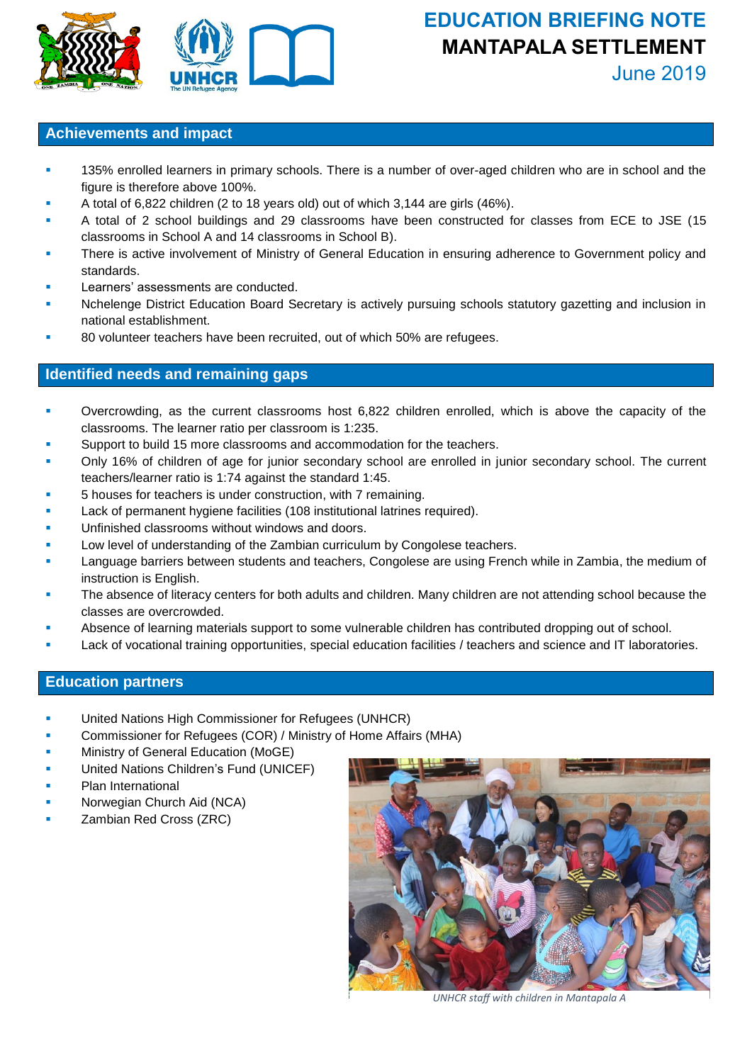# EDUCATION BRIEFING NOTE
## MANTAPALA SETTLEMENT
June 2019

## Achievements and impact

- 135% enrolled learners in primary schools. There is a number of over-aged children who are in school and the figure is therefore above 100%.
- A total of 6,822 children (2 to 18 years old) out of which 3,144 are girls (46%).
- A total of 2 school buildings and 29 classrooms have been constructed for classes from ECE to JSE (15 classrooms in School A and 14 classrooms in School B).
- There is active involvement of Ministry of General Education in ensuring adherence to Government policy and standards.
- Learners' assessments are conducted.
- Nchelenge District Education Board Secretary is actively pursuing schools statutory gazetting and inclusion in national establishment.
- 80 volunteer teachers have been recruited, out of which 50% are refugees.

## Identified needs and remaining gaps

- Overcrowding, as the current classrooms host 6,822 children enrolled, which is above the capacity of the classrooms. The learner ratio per classroom is 1:235.
- Support to build 15 more classrooms and accommodation for the teachers.
- Only 16% of children of age for junior secondary school are enrolled in junior secondary school. The current teachers/learner ratio is 1:74 against the standard 1:45.
- 5 houses for teachers is under construction, with 7 remaining.
- Lack of permanent hygiene facilities (108 institutional latrines required).
- Unfinished classrooms without windows and doors.
- Low level of understanding of the Zambian curriculum by Congolese teachers.
- Language barriers between students and teachers, Congolese are using French while in Zambia, the medium of instruction is English.
- The absence of literacy centers for both adults and children. Many children are not attending school because the classes are overcrowded.
- Absence of learning materials support to some vulnerable children has contributed dropping out of school.
- Lack of vocational training opportunities, special education facilities / teachers and science and IT laboratories.

## Education partners

- United Nations High Commissioner for Refugees (UNHCR)
- Commissioner for Refugees (COR) / Ministry of Home Affairs (MHA)
- Ministry of General Education (MoGE)
- United Nations Children's Fund (UNICEF)
- Plan International
- Norwegian Church Aid (NCA)
- Zambian Red Cross (ZRC)

*UNHCR staff with children in Mantapala A*